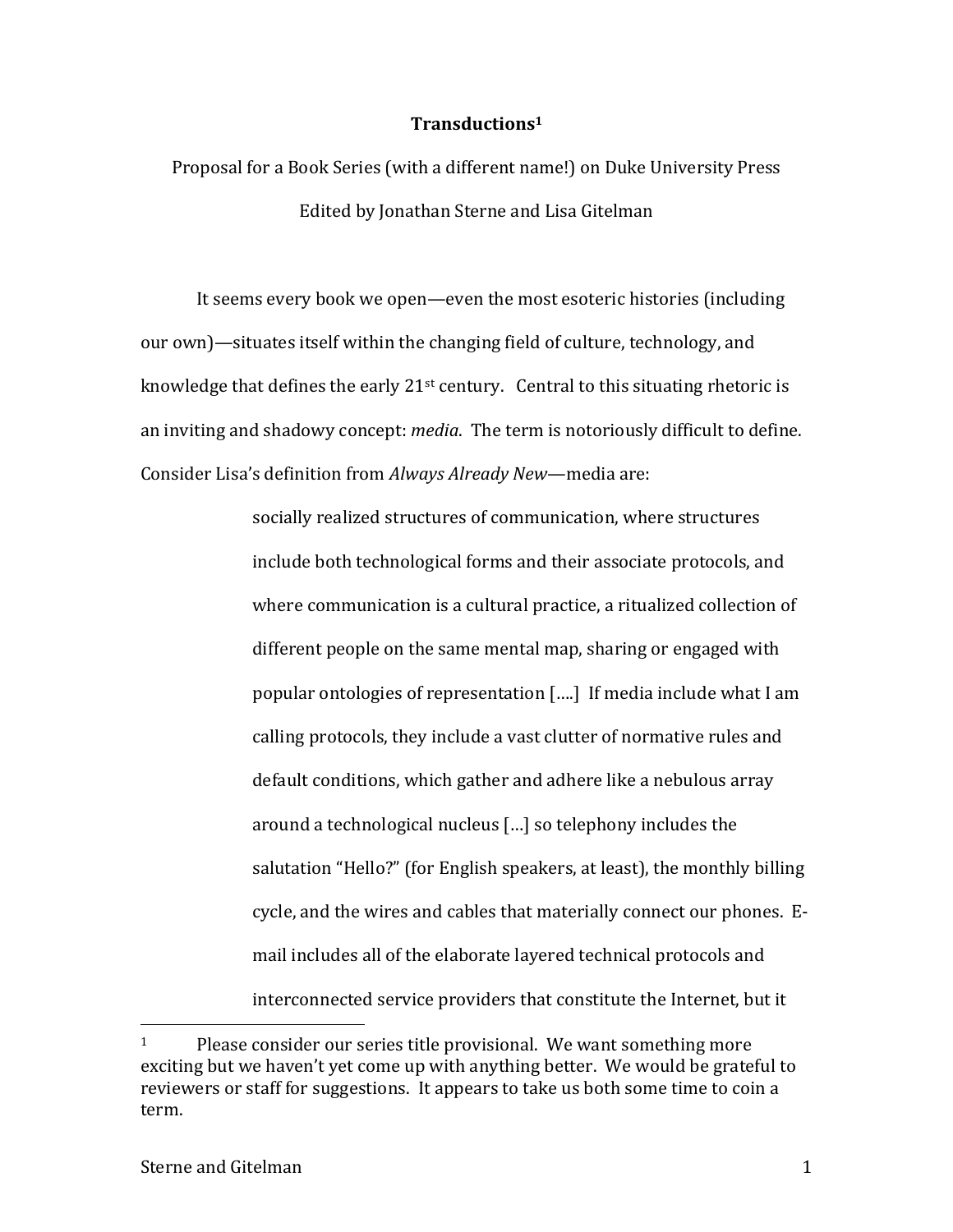# Transductions[1]

Proposal for a Book Series (with a different name!) on Duke University Press

Edited by Jonathan Sterne and Lisa Gitelman

It seems every book we open—even the most esoteric histories (including our own)—situates itself within the changing field of culture, technology, and knowledge that defines the early 21st century. Central to this situating rhetoric is an inviting and shadowy concept: *media*. The term is notoriously difficult to define. Consider Lisa's definition from *Always Already New*—media are:

> socially realized structures of communication, where structures include both technological forms and their associate protocols, and where communication is a cultural practice, a ritualized collection of different people on the same mental map, sharing or engaged with popular ontologies of representation [....] If media include what I am calling protocols, they include a vast clutter of normative rules and default conditions, which gather and adhere like a nebulous array around a technological nucleus [...] so telephony includes the salutation "Hello?" (for English speakers, at least), the monthly billing cycle, and the wires and cables that materially connect our phones. E-mail includes all of the elaborate layered technical protocols and interconnected service providers that constitute the Internet, but it

---

[1] Please consider our series title provisional. We want something more exciting but we haven't yet come up with anything better. We would be grateful to reviewers or staff for suggestions. It appears to take us both some time to coin a term.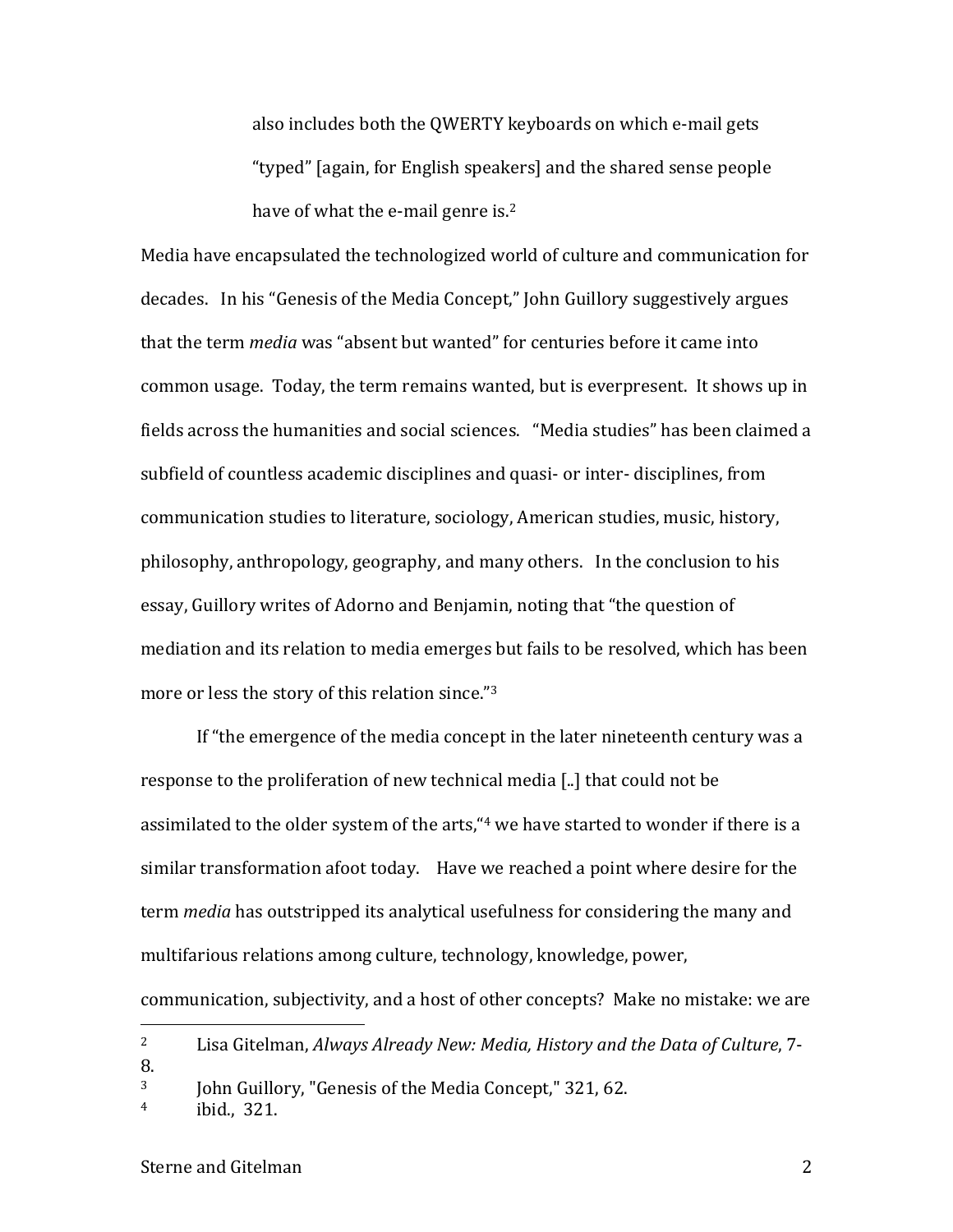> also includes both the QWERTY keyboards on which e-mail gets "typed" [again, for English speakers] and the shared sense people have of what the e-mail genre is.[2]

Media have encapsulated the technologized world of culture and communication for decades. In his "Genesis of the Media Concept," John Guillory suggestively argues that the term *media* was "absent but wanted" for centuries before it came into common usage. Today, the term remains wanted, but is everpresent. It shows up in fields across the humanities and social sciences. "Media studies" has been claimed a subfield of countless academic disciplines and quasi- or inter- disciplines, from communication studies to literature, sociology, American studies, music, history, philosophy, anthropology, geography, and many others. In the conclusion to his essay, Guillory writes of Adorno and Benjamin, noting that "the question of mediation and its relation to media emerges but fails to be resolved, which has been more or less the story of this relation since."[3]

If "the emergence of the media concept in the later nineteenth century was a response to the proliferation of new technical media [..] that could not be assimilated to the older system of the arts,"[4] we have started to wonder if there is a similar transformation afoot today. Have we reached a point where desire for the term *media* has outstripped its analytical usefulness for considering the many and multifarious relations among culture, technology, knowledge, power, communication, subjectivity, and a host of other concepts? Make no mistake: we are

---

[2] Lisa Gitelman, *Always Already New: Media, History and the Data of Culture*, 7-8.

[3] John Guillory, "Genesis of the Media Concept," 321, 62.

[4] ibid., 321.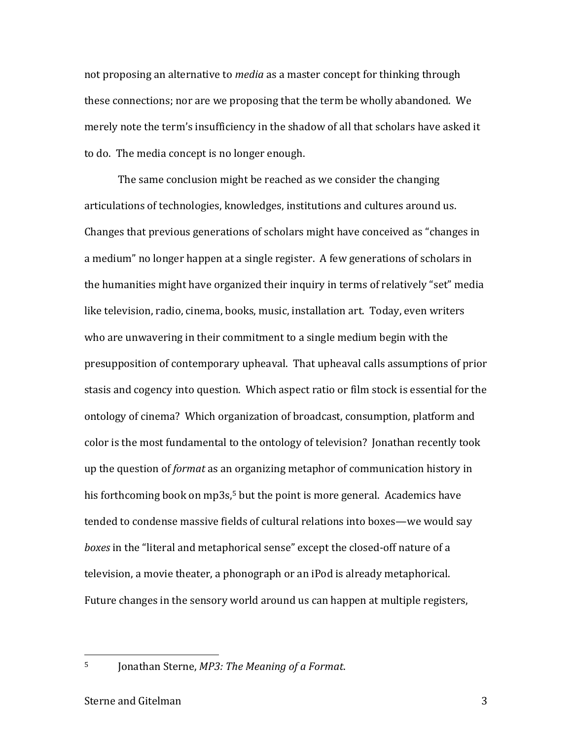not proposing an alternative to *media* as a master concept for thinking through these connections; nor are we proposing that the term be wholly abandoned. We merely note the term's insufficiency in the shadow of all that scholars have asked it to do. The media concept is no longer enough.

The same conclusion might be reached as we consider the changing articulations of technologies, knowledges, institutions and cultures around us. Changes that previous generations of scholars might have conceived as "changes in a medium" no longer happen at a single register. A few generations of scholars in the humanities might have organized their inquiry in terms of relatively "set" media like television, radio, cinema, books, music, installation art. Today, even writers who are unwavering in their commitment to a single medium begin with the presupposition of contemporary upheaval. That upheaval calls assumptions of prior stasis and cogency into question. Which aspect ratio or film stock is essential for the ontology of cinema? Which organization of broadcast, consumption, platform and color is the most fundamental to the ontology of television? Jonathan recently took up the question of *format* as an organizing metaphor of communication history in his forthcoming book on mp3s,[5] but the point is more general. Academics have tended to condense massive fields of cultural relations into boxes—we would say *boxes* in the "literal and metaphorical sense" except the closed-off nature of a television, a movie theater, a phonograph or an iPod is already metaphorical. Future changes in the sensory world around us can happen at multiple registers,

---

[5] Jonathan Sterne, *MP3: The Meaning of a Format*.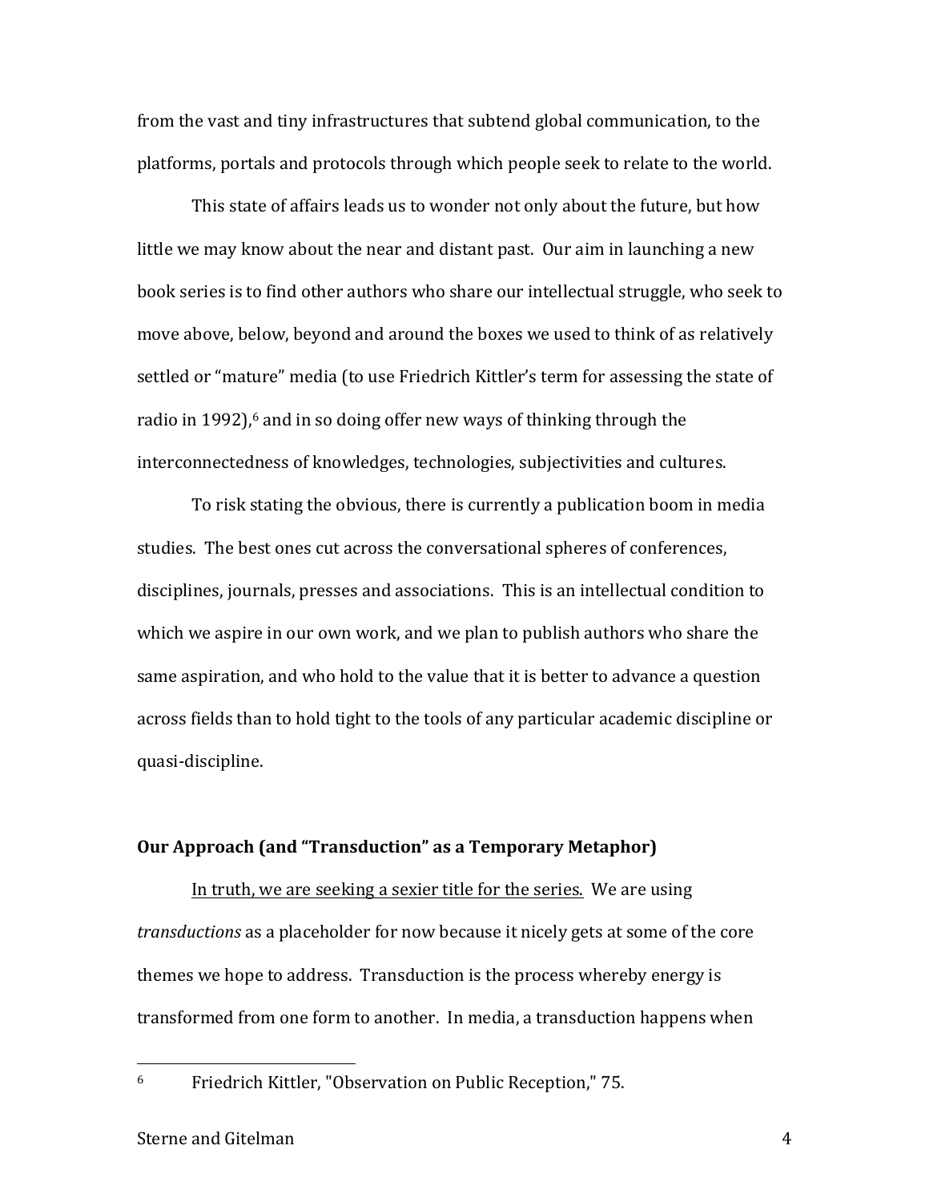from the vast and tiny infrastructures that subtend global communication, to the platforms, portals and protocols through which people seek to relate to the world.

This state of affairs leads us to wonder not only about the future, but how little we may know about the near and distant past. Our aim in launching a new book series is to find other authors who share our intellectual struggle, who seek to move above, below, beyond and around the boxes we used to think of as relatively settled or "mature" media (to use Friedrich Kittler's term for assessing the state of radio in 1992),[6] and in so doing offer new ways of thinking through the interconnectedness of knowledges, technologies, subjectivities and cultures.

To risk stating the obvious, there is currently a publication boom in media studies. The best ones cut across the conversational spheres of conferences, disciplines, journals, presses and associations. This is an intellectual condition to which we aspire in our own work, and we plan to publish authors who share the same aspiration, and who hold to the value that it is better to advance a question across fields than to hold tight to the tools of any particular academic discipline or quasi-discipline.

**Our Approach (and "Transduction" as a Temporary Metaphor)**

<u>In truth, we are seeking a sexier title for the series.</u> We are using *transductions* as a placeholder for now because it nicely gets at some of the core themes we hope to address. Transduction is the process whereby energy is transformed from one form to another. In media, a transduction happens when

---

[6] Friedrich Kittler, "Observation on Public Reception," 75.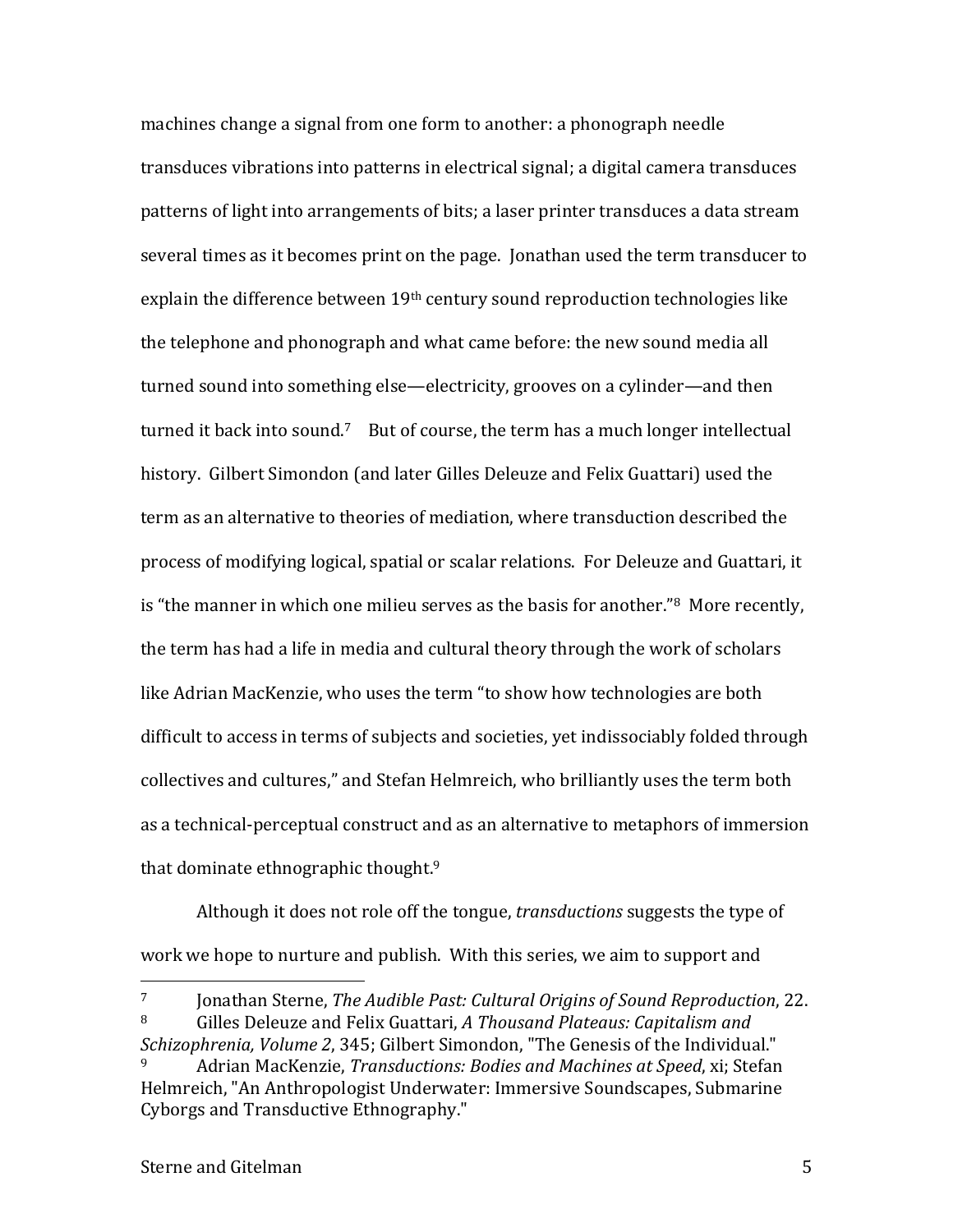machines change a signal from one form to another: a phonograph needle transduces vibrations into patterns in electrical signal; a digital camera transduces patterns of light into arrangements of bits; a laser printer transduces a data stream several times as it becomes print on the page. Jonathan used the term transducer to explain the difference between 19th century sound reproduction technologies like the telephone and phonograph and what came before: the new sound media all turned sound into something else—electricity, grooves on a cylinder—and then turned it back into sound.[7] But of course, the term has a much longer intellectual history. Gilbert Simondon (and later Gilles Deleuze and Felix Guattari) used the term as an alternative to theories of mediation, where transduction described the process of modifying logical, spatial or scalar relations. For Deleuze and Guattari, it is "the manner in which one milieu serves as the basis for another."[8] More recently, the term has had a life in media and cultural theory through the work of scholars like Adrian MacKenzie, who uses the term "to show how technologies are both difficult to access in terms of subjects and societies, yet indissociably folded through collectives and cultures," and Stefan Helmreich, who brilliantly uses the term both as a technical-perceptual construct and as an alternative to metaphors of immersion that dominate ethnographic thought.[9]

Although it does not role off the tongue, *transductions* suggests the type of work we hope to nurture and publish. With this series, we aim to support and

---

[7] Jonathan Sterne, *The Audible Past: Cultural Origins of Sound Reproduction*, 22.

[8] Gilles Deleuze and Felix Guattari, *A Thousand Plateaus: Capitalism and Schizophrenia, Volume 2*, 345; Gilbert Simondon, "The Genesis of the Individual."

[9] Adrian MacKenzie, *Transductions: Bodies and Machines at Speed*, xi; Stefan Helmreich, "An Anthropologist Underwater: Immersive Soundscapes, Submarine Cyborgs and Transductive Ethnography."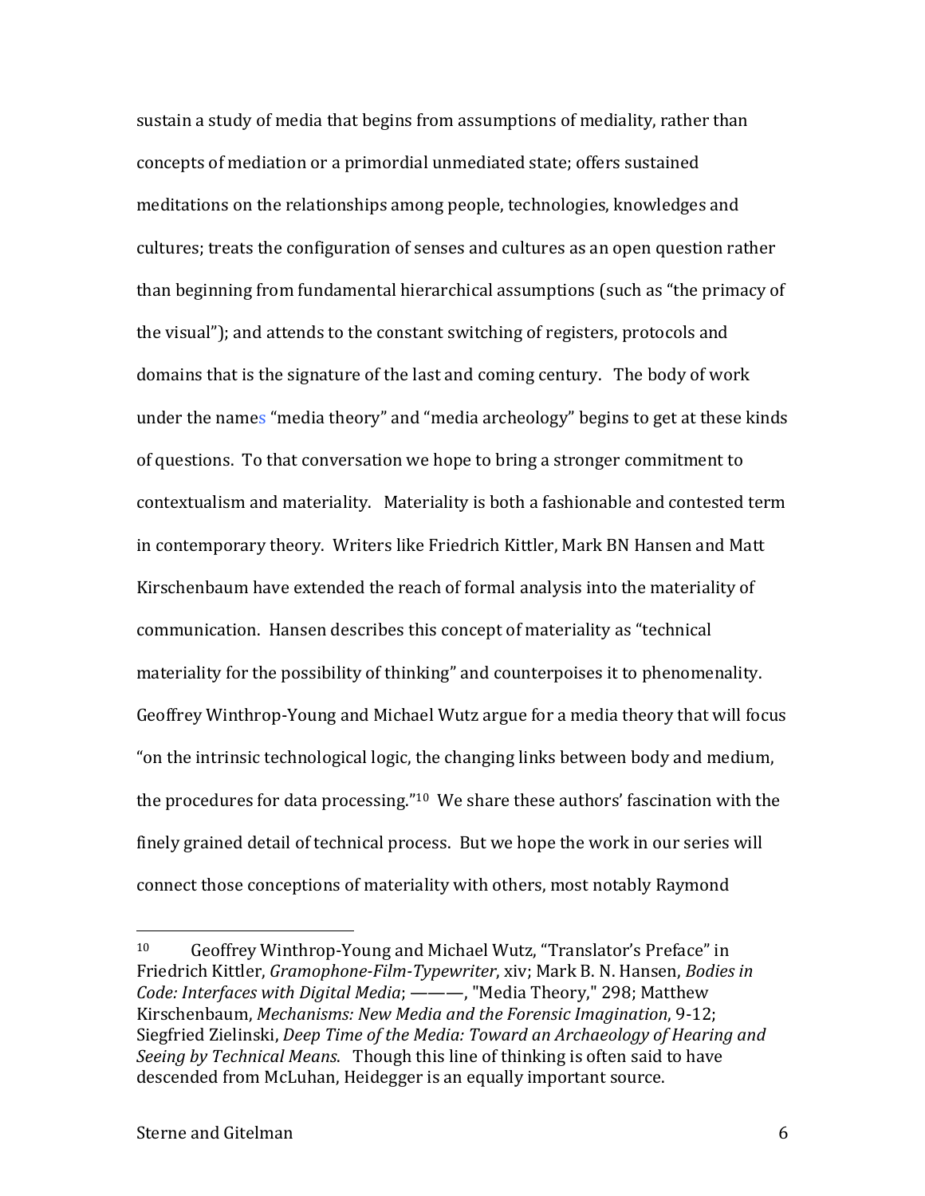sustain a study of media that begins from assumptions of mediality, rather than concepts of mediation or a primordial unmediated state; offers sustained meditations on the relationships among people, technologies, knowledges and cultures; treats the configuration of senses and cultures as an open question rather than beginning from fundamental hierarchical assumptions (such as "the primacy of the visual"); and attends to the constant switching of registers, protocols and domains that is the signature of the last and coming century. The body of work under the names "media theory" and "media archeology" begins to get at these kinds of questions. To that conversation we hope to bring a stronger commitment to contextualism and materiality. Materiality is both a fashionable and contested term in contemporary theory. Writers like Friedrich Kittler, Mark BN Hansen and Matt Kirschenbaum have extended the reach of formal analysis into the materiality of communication. Hansen describes this concept of materiality as "technical materiality for the possibility of thinking" and counterpoises it to phenomenality. Geoffrey Winthrop-Young and Michael Wutz argue for a media theory that will focus "on the intrinsic technological logic, the changing links between body and medium, the procedures for data processing."[10] We share these authors' fascination with the finely grained detail of technical process. But we hope the work in our series will connect those conceptions of materiality with others, most notably Raymond

---

[10] Geoffrey Winthrop-Young and Michael Wutz, "Translator's Preface" in Friedrich Kittler, *Gramophone-Film-Typewriter*, xiv; Mark B. N. Hansen, *Bodies in Code: Interfaces with Digital Media*; ———, "Media Theory," 298; Matthew Kirschenbaum, *Mechanisms: New Media and the Forensic Imagination*, 9-12; Siegfried Zielinski, *Deep Time of the Media: Toward an Archaeology of Hearing and Seeing by Technical Means*. Though this line of thinking is often said to have descended from McLuhan, Heidegger is an equally important source.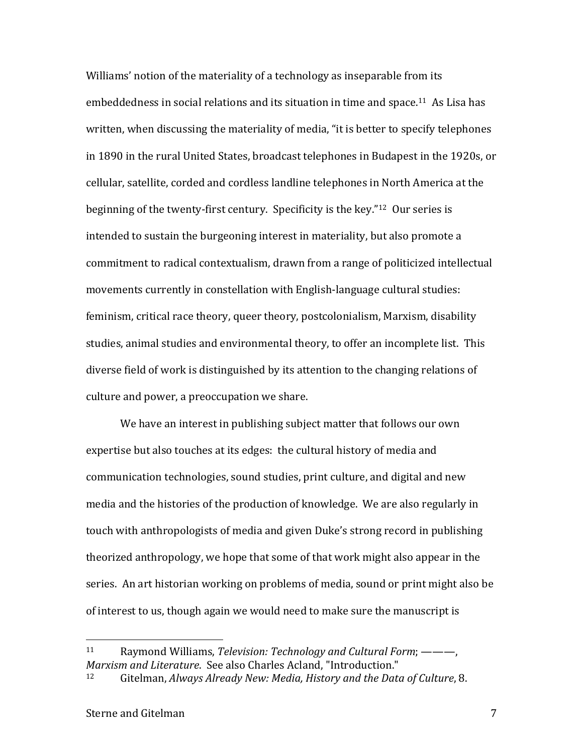Williams' notion of the materiality of a technology as inseparable from its embeddedness in social relations and its situation in time and space.[11] As Lisa has written, when discussing the materiality of media, "it is better to specify telephones in 1890 in the rural United States, broadcast telephones in Budapest in the 1920s, or cellular, satellite, corded and cordless landline telephones in North America at the beginning of the twenty-first century. Specificity is the key."[12] Our series is intended to sustain the burgeoning interest in materiality, but also promote a commitment to radical contextualism, drawn from a range of politicized intellectual movements currently in constellation with English-language cultural studies: feminism, critical race theory, queer theory, postcolonialism, Marxism, disability studies, animal studies and environmental theory, to offer an incomplete list. This diverse field of work is distinguished by its attention to the changing relations of culture and power, a preoccupation we share.

We have an interest in publishing subject matter that follows our own expertise but also touches at its edges: the cultural history of media and communication technologies, sound studies, print culture, and digital and new media and the histories of the production of knowledge. We are also regularly in touch with anthropologists of media and given Duke's strong record in publishing theorized anthropology, we hope that some of that work might also appear in the series. An art historian working on problems of media, sound or print might also be of interest to us, though again we would need to make sure the manuscript is

---

[11] Raymond Williams, *Television: Technology and Cultural Form*; ———, *Marxism and Literature*. See also Charles Acland, "Introduction."

[12] Gitelman, *Always Already New: Media, History and the Data of Culture*, 8.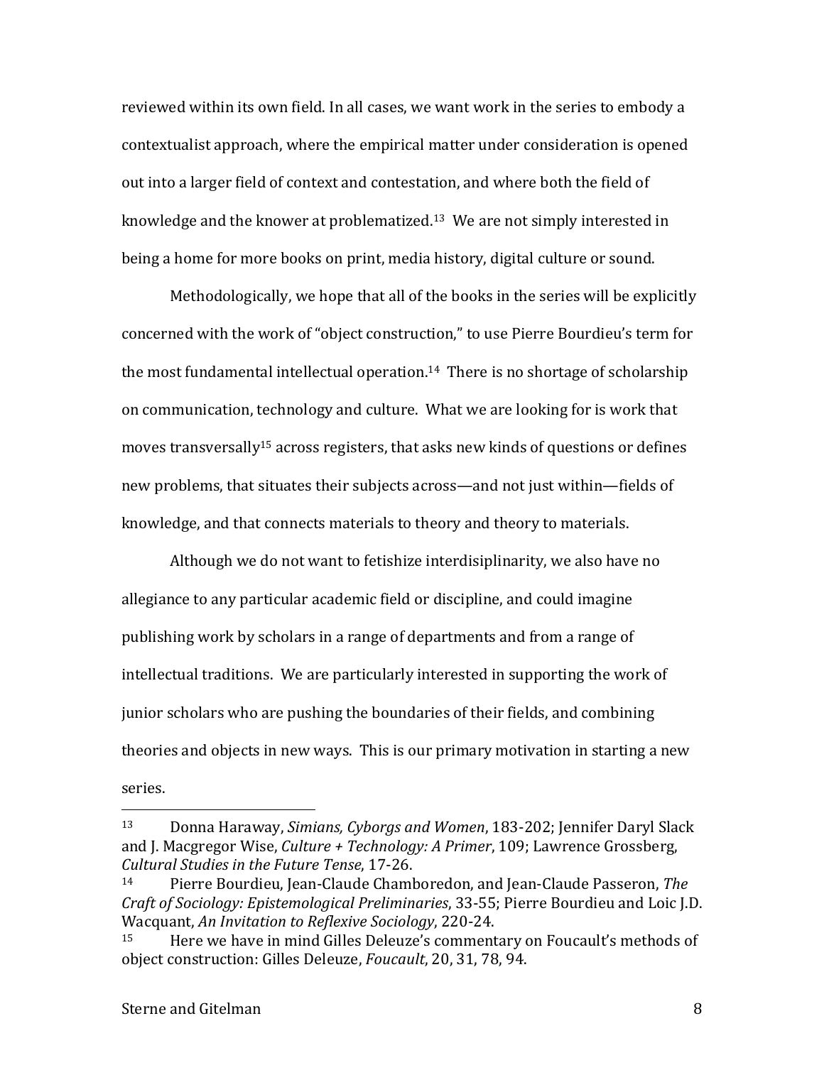reviewed within its own field. In all cases, we want work in the series to embody a contextualist approach, where the empirical matter under consideration is opened out into a larger field of context and contestation, and where both the field of knowledge and the knower at problematized.[13] We are not simply interested in being a home for more books on print, media history, digital culture or sound.

Methodologically, we hope that all of the books in the series will be explicitly concerned with the work of "object construction," to use Pierre Bourdieu's term for the most fundamental intellectual operation.[14] There is no shortage of scholarship on communication, technology and culture. What we are looking for is work that moves transversally[15] across registers, that asks new kinds of questions or defines new problems, that situates their subjects across—and not just within—fields of knowledge, and that connects materials to theory and theory to materials.

Although we do not want to fetishize interdisiplinarity, we also have no allegiance to any particular academic field or discipline, and could imagine publishing work by scholars in a range of departments and from a range of intellectual traditions. We are particularly interested in supporting the work of junior scholars who are pushing the boundaries of their fields, and combining theories and objects in new ways. This is our primary motivation in starting a new series.

---

[13] Donna Haraway, *Simians, Cyborgs and Women*, 183-202; Jennifer Daryl Slack and J. Macgregor Wise, *Culture + Technology: A Primer*, 109; Lawrence Grossberg, *Cultural Studies in the Future Tense*, 17-26.

[14] Pierre Bourdieu, Jean-Claude Chamboredon, and Jean-Claude Passeron, *The Craft of Sociology: Epistemological Preliminaries*, 33-55; Pierre Bourdieu and Loic J.D. Wacquant, *An Invitation to Reflexive Sociology*, 220-24.

[15] Here we have in mind Gilles Deleuze's commentary on Foucault's methods of object construction: Gilles Deleuze, *Foucault*, 20, 31, 78, 94.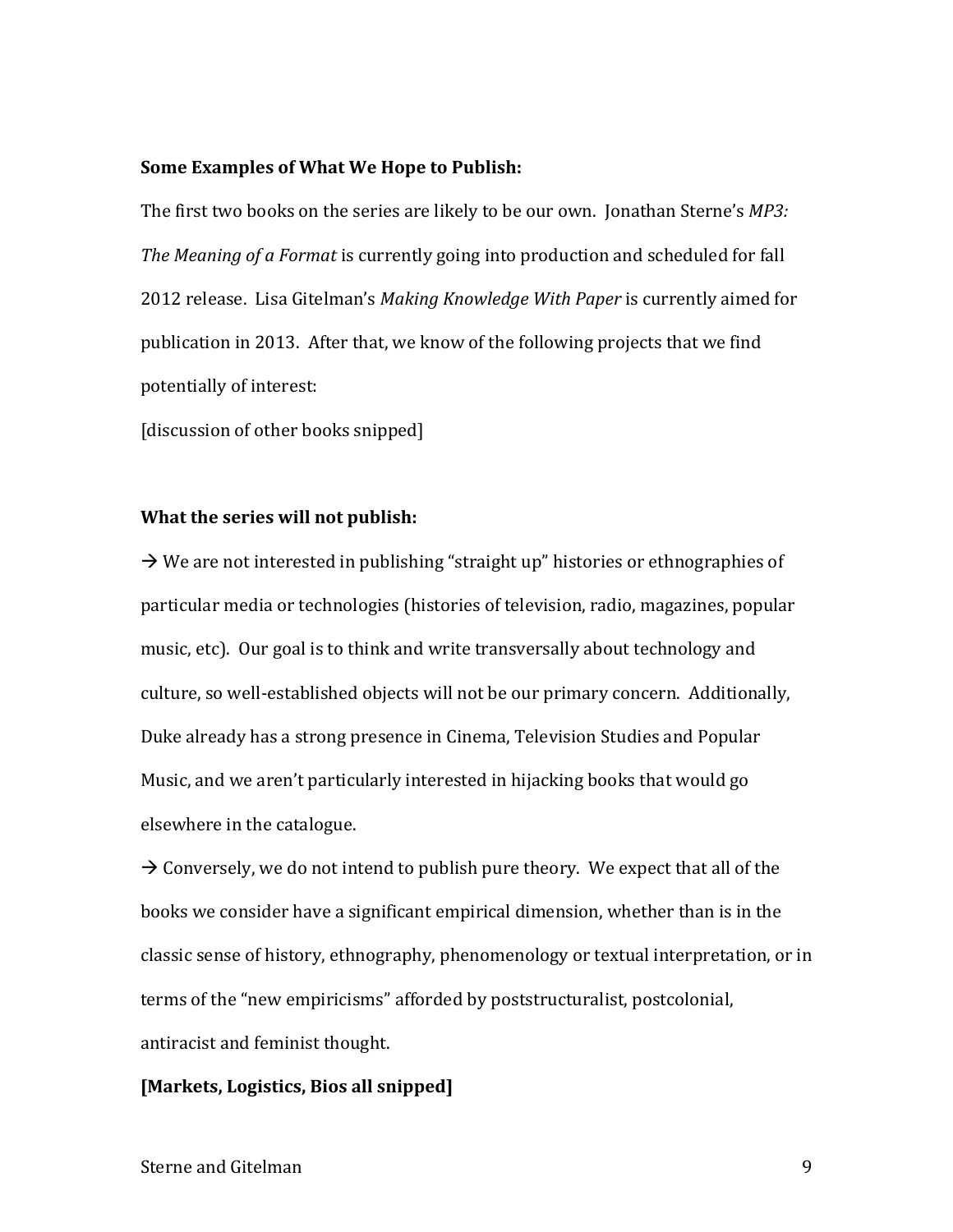**Some Examples of What We Hope to Publish:**

The first two books on the series are likely to be our own. Jonathan Sterne's *MP3: The Meaning of a Format* is currently going into production and scheduled for fall 2012 release. Lisa Gitelman's *Making Knowledge With Paper* is currently aimed for publication in 2013. After that, we know of the following projects that we find potentially of interest:

[discussion of other books snipped]

**What the series will not publish:**

→ We are not interested in publishing "straight up" histories or ethnographies of particular media or technologies (histories of television, radio, magazines, popular music, etc). Our goal is to think and write transversally about technology and culture, so well-established objects will not be our primary concern. Additionally, Duke already has a strong presence in Cinema, Television Studies and Popular Music, and we aren't particularly interested in hijacking books that would go elsewhere in the catalogue.

→ Conversely, we do not intend to publish pure theory. We expect that all of the books we consider have a significant empirical dimension, whether than is in the classic sense of history, ethnography, phenomenology or textual interpretation, or in terms of the "new empiricisms" afforded by poststructuralist, postcolonial, antiracist and feminist thought.

**[Markets, Logistics, Bios all snipped]**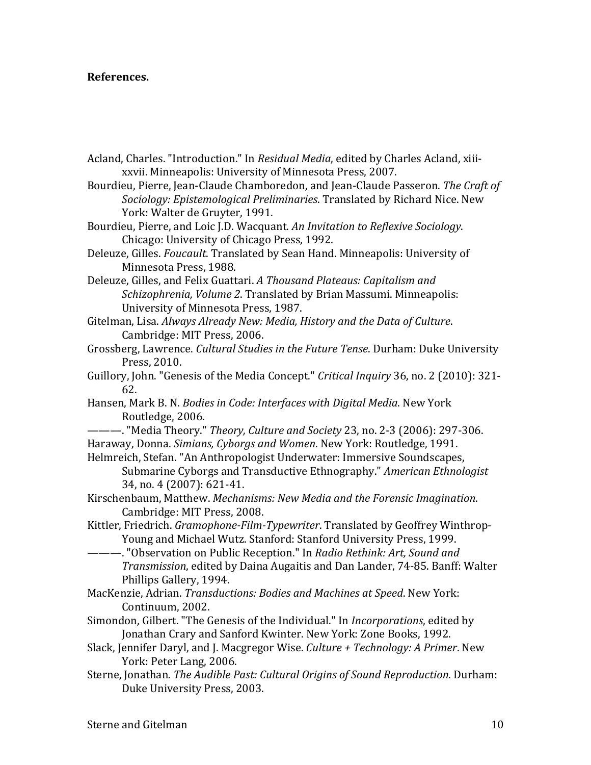**References.**

Acland, Charles. "Introduction." In *Residual Media*, edited by Charles Acland, xiii-xxvii. Minneapolis: University of Minnesota Press, 2007.

Bourdieu, Pierre, Jean-Claude Chamboredon, and Jean-Claude Passeron. *The Craft of Sociology: Epistemological Preliminaries*. Translated by Richard Nice. New York: Walter de Gruyter, 1991.

Bourdieu, Pierre, and Loic J.D. Wacquant. *An Invitation to Reflexive Sociology*. Chicago: University of Chicago Press, 1992.

Deleuze, Gilles. *Foucault*. Translated by Sean Hand. Minneapolis: University of Minnesota Press, 1988.

Deleuze, Gilles, and Felix Guattari. *A Thousand Plateaus: Capitalism and Schizophrenia, Volume 2*. Translated by Brian Massumi. Minneapolis: University of Minnesota Press, 1987.

Gitelman, Lisa. *Always Already New: Media, History and the Data of Culture*. Cambridge: MIT Press, 2006.

Grossberg, Lawrence. *Cultural Studies in the Future Tense*. Durham: Duke University Press, 2010.

Guillory, John. "Genesis of the Media Concept." *Critical Inquiry* 36, no. 2 (2010): 321-62.

Hansen, Mark B. N. *Bodies in Code: Interfaces with Digital Media*. New York Routledge, 2006.

———. "Media Theory." *Theory, Culture and Society* 23, no. 2-3 (2006): 297-306.

Haraway, Donna. *Simians, Cyborgs and Women*. New York: Routledge, 1991.

Helmreich, Stefan. "An Anthropologist Underwater: Immersive Soundscapes, Submarine Cyborgs and Transductive Ethnography." *American Ethnologist* 34, no. 4 (2007): 621-41.

Kirschenbaum, Matthew. *Mechanisms: New Media and the Forensic Imagination*. Cambridge: MIT Press, 2008.

Kittler, Friedrich. *Gramophone-Film-Typewriter*. Translated by Geoffrey Winthrop-Young and Michael Wutz. Stanford: Stanford University Press, 1999.

———. "Observation on Public Reception." In *Radio Rethink: Art, Sound and Transmission*, edited by Daina Augaitis and Dan Lander, 74-85. Banff: Walter Phillips Gallery, 1994.

MacKenzie, Adrian. *Transductions: Bodies and Machines at Speed*. New York: Continuum, 2002.

Simondon, Gilbert. "The Genesis of the Individual." In *Incorporations*, edited by Jonathan Crary and Sanford Kwinter. New York: Zone Books, 1992.

Slack, Jennifer Daryl, and J. Macgregor Wise. *Culture + Technology: A Primer*. New York: Peter Lang, 2006.

Sterne, Jonathan. *The Audible Past: Cultural Origins of Sound Reproduction*. Durham: Duke University Press, 2003.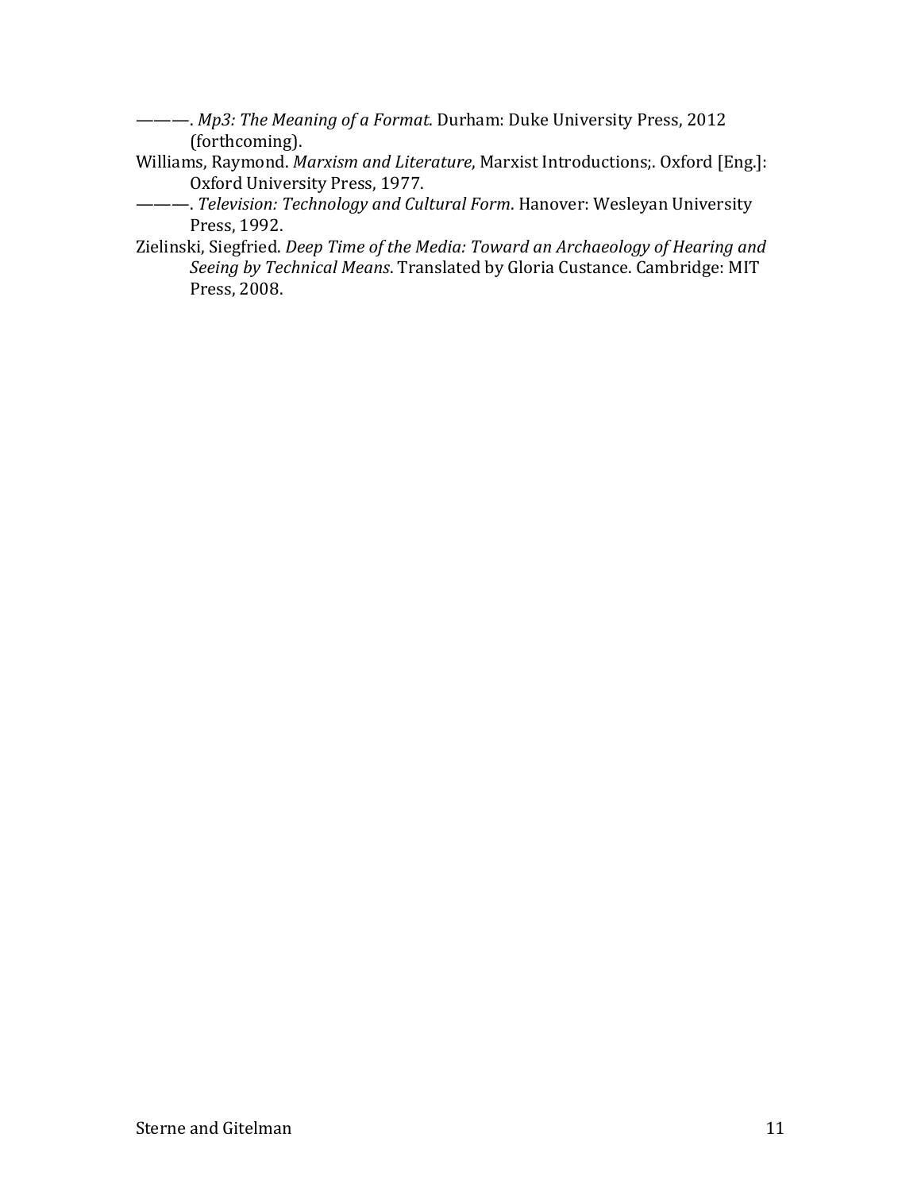———. *Mp3: The Meaning of a Format*. Durham: Duke University Press, 2012 (forthcoming).

Williams, Raymond. *Marxism and Literature*, Marxist Introductions;. Oxford [Eng.]: Oxford University Press, 1977.

———. *Television: Technology and Cultural Form*. Hanover: Wesleyan University Press, 1992.

Zielinski, Siegfried. *Deep Time of the Media: Toward an Archaeology of Hearing and Seeing by Technical Means*. Translated by Gloria Custance. Cambridge: MIT Press, 2008.